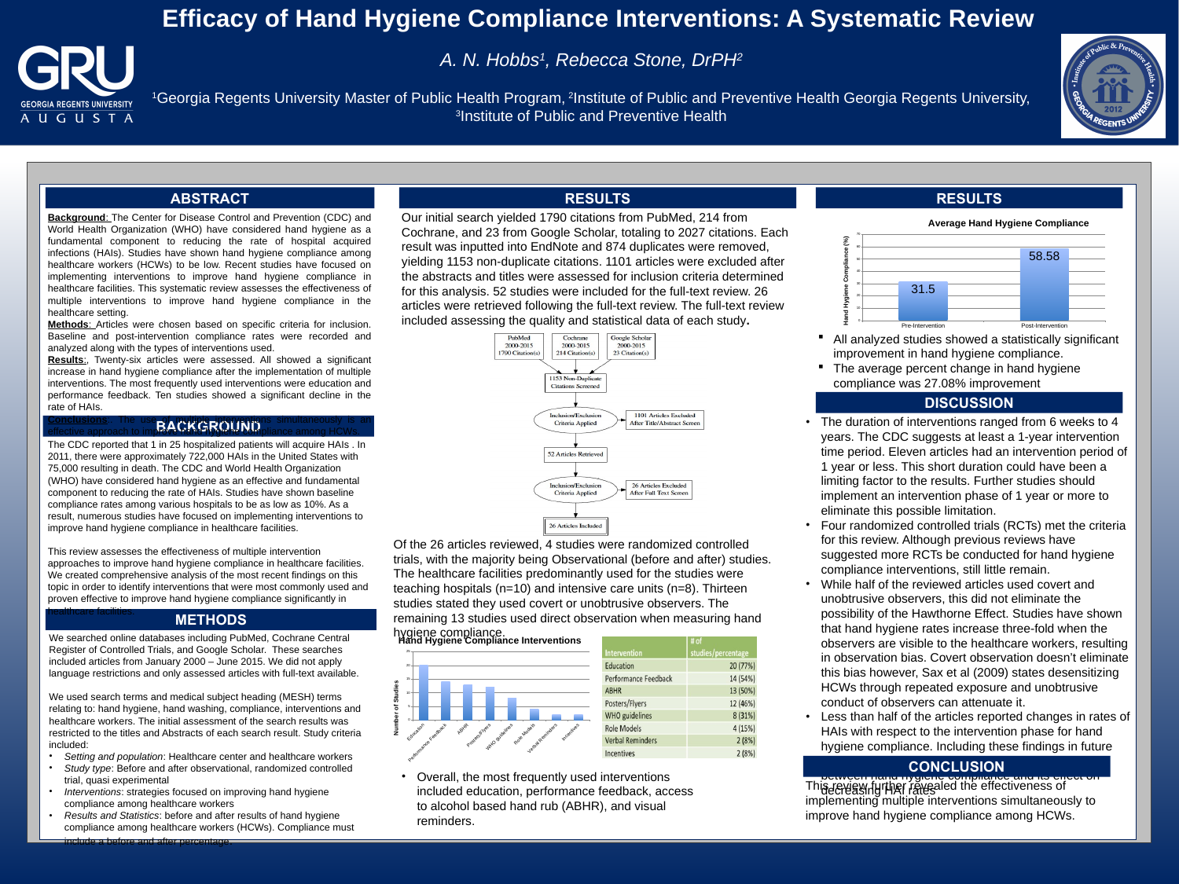# Efficacy of Hand Hygiene Compliance Interventions: A Systematic Review

*A. N. Hobbs[1], Rebecca Stone, DrPH[2]*

[1]Georgia Regents University Master of Public Health Program, [2]Institute of Public and Preventive Health Georgia Regents University, [3]Institute of Public and Preventive Health

## ABSTRACT

**Background**: The Center for Disease Control and Prevention (CDC) and World Health Organization (WHO) have considered hand hygiene as a fundamental component to reducing the rate of hospital acquired infections (HAIs). Studies have shown hand hygiene compliance among healthcare workers (HCWs) to be low. Recent studies have focused on implementing interventions to improve hand hygiene compliance in healthcare facilities. This systematic review assesses the effectiveness of multiple interventions to improve hand hygiene compliance in the healthcare setting.

**Methods**: Articles were chosen based on specific criteria for inclusion. Baseline and post-intervention compliance rates were recorded and analyzed along with the types of interventions used.

**Results**:, Twenty-six articles were assessed. All showed a significant increase in hand hygiene compliance after the implementation of multiple interventions. The most frequently used interventions were education and performance feedback. Ten studies showed a significant decline in the rate of HAIs.

**Conclusions**: The use of multiple interventions simultaneously is an effective approach to improve hand hygiene compliance among HCWs.

## BACKGROUND

The CDC reported that 1 in 25 hospitalized patients will acquire HAIs . In 2011, there were approximately 722,000 HAIs in the United States with 75,000 resulting in death. The CDC and World Health Organization (WHO) have considered hand hygiene as an effective and fundamental component to reducing the rate of HAIs. Studies have shown baseline compliance rates among various hospitals to be as low as 10%. As a result, numerous studies have focused on implementing interventions to improve hand hygiene compliance in healthcare facilities.

This review assesses the effectiveness of multiple intervention approaches to improve hand hygiene compliance in healthcare facilities. We created comprehensive analysis of the most recent findings on this topic in order to identify interventions that were most commonly used and proven effective to improve hand hygiene compliance significantly in healthcare facilities.

## METHODS

We searched online databases including PubMed, Cochrane Central Register of Controlled Trials, and Google Scholar. These searches included articles from January 2000 – June 2015. We did not apply language restrictions and only assessed articles with full-text available.

We used search terms and medical subject heading (MESH) terms relating to: hand hygiene, hand washing, compliance, interventions and healthcare workers. The initial assessment of the search results was restricted to the titles and Abstracts of each search result. Study criteria included:

- *Setting and population*: Healthcare center and healthcare workers
- *Study type*: Before and after observational, randomized controlled trial, quasi experimental
- *Interventions*: strategies focused on improving hand hygiene compliance among healthcare workers
- *Results and Statistics*: before and after results of hand hygiene compliance among healthcare workers (HCWs). Compliance must include a before and after percentage.

## RESULTS

Our initial search yielded 1790 citations from PubMed, 214 from Cochrane, and 23 from Google Scholar, totaling to 2027 citations. Each result was inputted into EndNote and 874 duplicates were removed, yielding 1153 non-duplicate citations. 1101 articles were excluded after the abstracts and titles were assessed for inclusion criteria determined for this analysis. 52 studies were included for the full-text review. 26 articles were retrieved following the full-text review. The full-text review included assessing the quality and statistical data of each study.

PubMed 2000-2015 1790 Citation(s) | Cochrane 2000-2015 214 Citation(s) | Google Scholar 2000-2015 23 Citation(s) → 1153 Non-Duplicate Citations Screened → Inclusion/Exclusion Criteria Applied (1101 Articles Excluded After Title/Abstract Screen) → 52 Articles Retrieved → Inclusion/Exclusion Criteria Applied (26 Articles Excluded After Full Text Screen) → 26 Articles Included

Of the 26 articles reviewed, 4 studies were randomized controlled trials, with the majority being Observational (before and after) studies. The healthcare facilities predominantly used for the studies were teaching hospitals (n=10) and intensive care units (n=8). Thirteen studies stated they used covert or unobtrusive observers. The remaining 13 studies used direct observation when measuring hand hygiene compliance.

**Hand Hygiene Compliance Interventions**

| Intervention | # of studies/percentage |
|---|---|
| Education | 20 (77%) |
| Performance Feedback | 14 (54%) |
| ABHR | 13 (50%) |
| Posters/Flyers | 12 (46%) |
| WHO guidelines | 8 (31%) |
| Role Models | 4 (15%) |
| Verbal Reminders | 2 (8%) |
| Incentives | 2 (8%) |

- Overall, the most frequently used interventions included education, performance feedback, access to alcohol based hand rub (ABHR), and visual reminders.

**Average Hand Hygiene Compliance**

| | Hand Hygiene Compliance (%) |
|---|---|
| Pre-Intervention | 31.5 |
| Post-Intervention | 58.58 |

- All analyzed studies showed a statistically significant improvement in hand hygiene compliance.
- The average percent change in hand hygiene compliance was 27.08% improvement

## DISCUSSION

- The duration of interventions ranged from 6 weeks to 4 years. The CDC suggests at least a 1-year intervention time period. Eleven articles had an intervention period of 1 year or less. This short duration could have been a limiting factor to the results. Further studies should implement an intervention phase of 1 year or more to eliminate this possible limitation.
- Four randomized controlled trials (RCTs) met the criteria for this review. Although previous reviews have suggested more RCTs be conducted for hand hygiene compliance interventions, still little remain.
- While half of the reviewed articles used covert and unobtrusive observers, this did not eliminate the possibility of the Hawthorne Effect. Studies have shown that hand hygiene rates increase three-fold when the observers are visible to the healthcare workers, resulting in observation bias. Covert observation doesn't eliminate this bias however, Sax et al (2009) states desensitizing HCWs through repeated exposure and unobtrusive conduct of observers can attenuate it.
- Less than half of the articles reported changes in rates of HAIs with respect to the intervention phase for hand hygiene compliance. Including these findings in future between hand hygiene compliance and its effect on decreasing HAI rates.

## CONCLUSION

This review further revealed the effectiveness of implementing multiple interventions simultaneously to improve hand hygiene compliance among HCWs.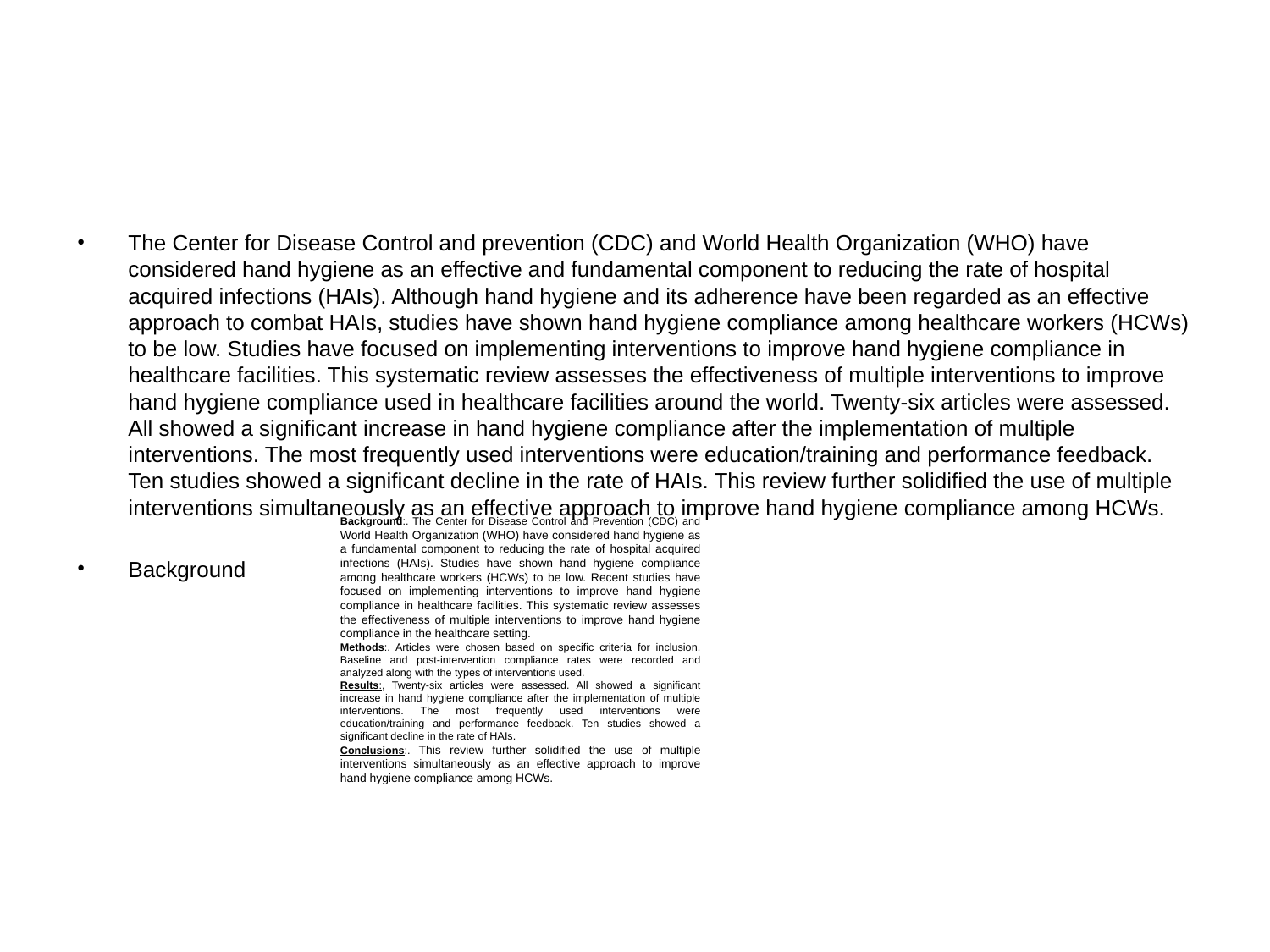- The Center for Disease Control and prevention (CDC) and World Health Organization (WHO) have considered hand hygiene as an effective and fundamental component to reducing the rate of hospital acquired infections (HAIs). Although hand hygiene and its adherence have been regarded as an effective approach to combat HAIs, studies have shown hand hygiene compliance among healthcare workers (HCWs) to be low. Studies have focused on implementing interventions to improve hand hygiene compliance in healthcare facilities. This systematic review assesses the effectiveness of multiple interventions to improve hand hygiene compliance used in healthcare facilities around the world. Twenty-six articles were assessed. All showed a significant increase in hand hygiene compliance after the implementation of multiple interventions. The most frequently used interventions were education/training and performance feedback. Ten studies showed a significant decline in the rate of HAIs. This review further solidified the use of multiple interventions simultaneously as an effective approach to improve hand hygiene compliance among HCWs.

- Background

**Background**:. The Center for Disease Control and Prevention (CDC) and World Health Organization (WHO) have considered hand hygiene as a fundamental component to reducing the rate of hospital acquired infections (HAIs). Studies have shown hand hygiene compliance among healthcare workers (HCWs) to be low. Recent studies have focused on implementing interventions to improve hand hygiene compliance in healthcare facilities. This systematic review assesses the effectiveness of multiple interventions to improve hand hygiene compliance in the healthcare setting.

**Methods**:. Articles were chosen based on specific criteria for inclusion. Baseline and post-intervention compliance rates were recorded and analyzed along with the types of interventions used.

**Results**:. Twenty-six articles were assessed. All showed a significant increase in hand hygiene compliance after the implementation of multiple interventions. The most frequently used interventions were education/training and performance feedback. Ten studies showed a significant decline in the rate of HAIs.

**Conclusions**:. This review further solidified the use of multiple interventions simultaneously as an effective approach to improve hand hygiene compliance among HCWs.